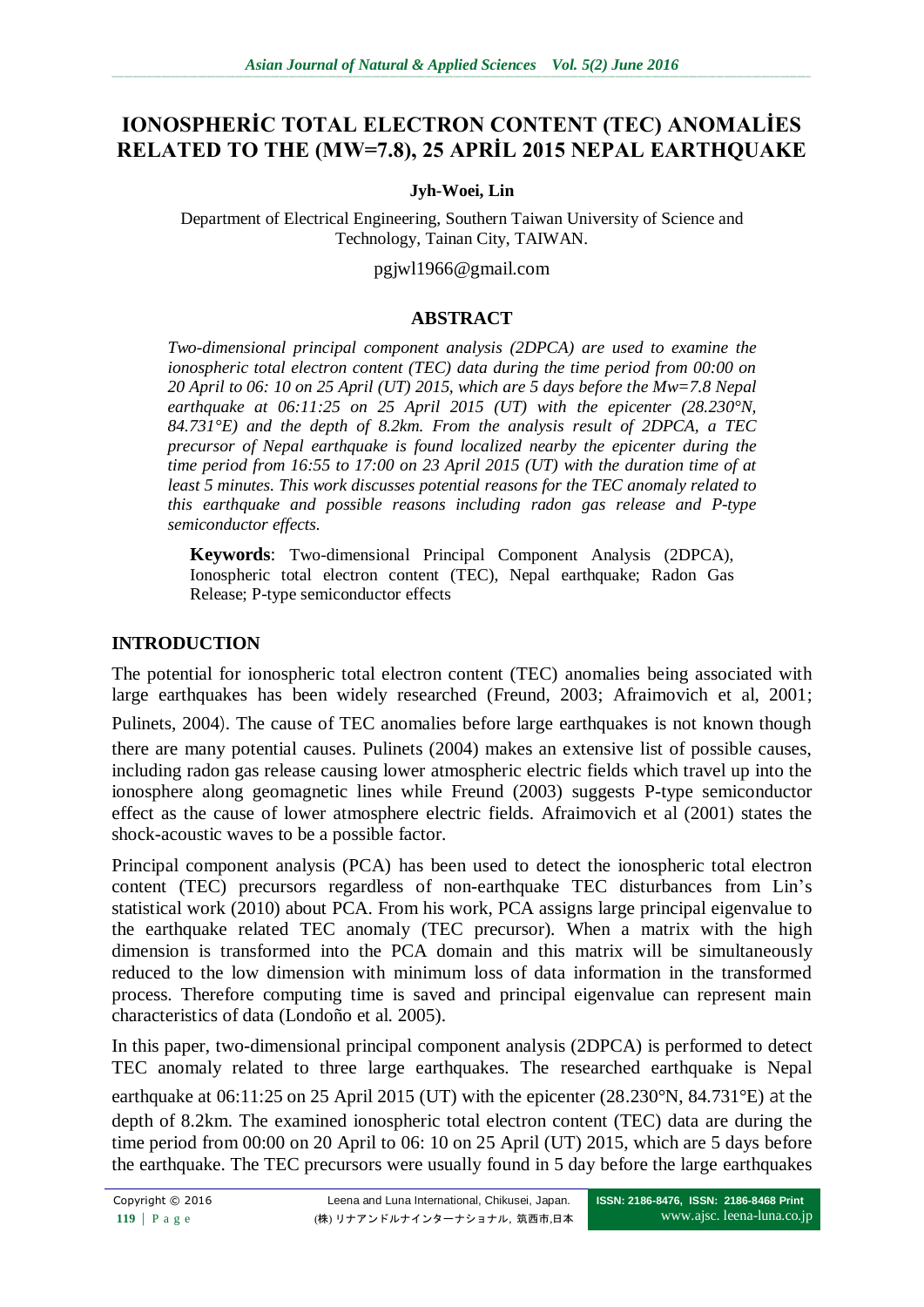# IONOSPHERİC TOTAL ELECTRON CONTENT (TEC) ANOMALİES RELATED TO THE (MW=7.8), 25 APRİL 2015 NEPAL EARTHQUAKE

**Jyh-Woei, Lin**

Department of Electrical Engineering, Southern Taiwan University of Science and Technology, Tainan City, TAIWAN.

pgjwl1966@gmail.com

## ABSTRACT

*Two-dimensional principal component analysis (2DPCA) are used to examine the ionospheric total electron content (TEC) data during the time period from 00:00 on 20 April to 06: 10 on 25 April (UT) 2015, which are 5 days before the Mw=7.8 Nepal earthquake at 06:11:25 on 25 April 2015 (UT) with the epicenter (28.230°N, 84.731°E) and the depth of 8.2km. From the analysis result of 2DPCA, a TEC precursor of Nepal earthquake is found localized nearby the epicenter during the time period from 16:55 to 17:00 on 23 April 2015 (UT) with the duration time of at least 5 minutes. This work discusses potential reasons for the TEC anomaly related to this earthquake and possible reasons including radon gas release and P-type semiconductor effects.*

**Keywords**: Two-dimensional Principal Component Analysis (2DPCA), Ionospheric total electron content (TEC), Nepal earthquake; Radon Gas Release; P-type semiconductor effects

## INTRODUCTION

The potential for ionospheric total electron content (TEC) anomalies being associated with large earthquakes has been widely researched (Freund, 2003; Afraimovich et al, 2001; Pulinets, 2004). The cause of TEC anomalies before large earthquakes is not known though there are many potential causes. Pulinets (2004) makes an extensive list of possible causes, including radon gas release causing lower atmospheric electric fields which travel up into the ionosphere along geomagnetic lines while Freund (2003) suggests P-type semiconductor effect as the cause of lower atmosphere electric fields. Afraimovich et al (2001) states the shock-acoustic waves to be a possible factor.

Principal component analysis (PCA) has been used to detect the ionospheric total electron content (TEC) precursors regardless of non-earthquake TEC disturbances from Lin's statistical work (2010) about PCA. From his work, PCA assigns large principal eigenvalue to the earthquake related TEC anomaly (TEC precursor). When a matrix with the high dimension is transformed into the PCA domain and this matrix will be simultaneously reduced to the low dimension with minimum loss of data information in the transformed process. Therefore computing time is saved and principal eigenvalue can represent main characteristics of data (Londoño et al. 2005).

In this paper, two-dimensional principal component analysis (2DPCA) is performed to detect TEC anomaly related to three large earthquakes. The researched earthquake is Nepal earthquake at 06:11:25 on 25 April 2015 (UT) with the epicenter (28.230°N, 84.731°E) at the depth of 8.2km. The examined ionospheric total electron content (TEC) data are during the time period from 00:00 on 20 April to 06: 10 on 25 April (UT) 2015, which are 5 days before the earthquake. The TEC precursors were usually found in 5 day before the large earthquakes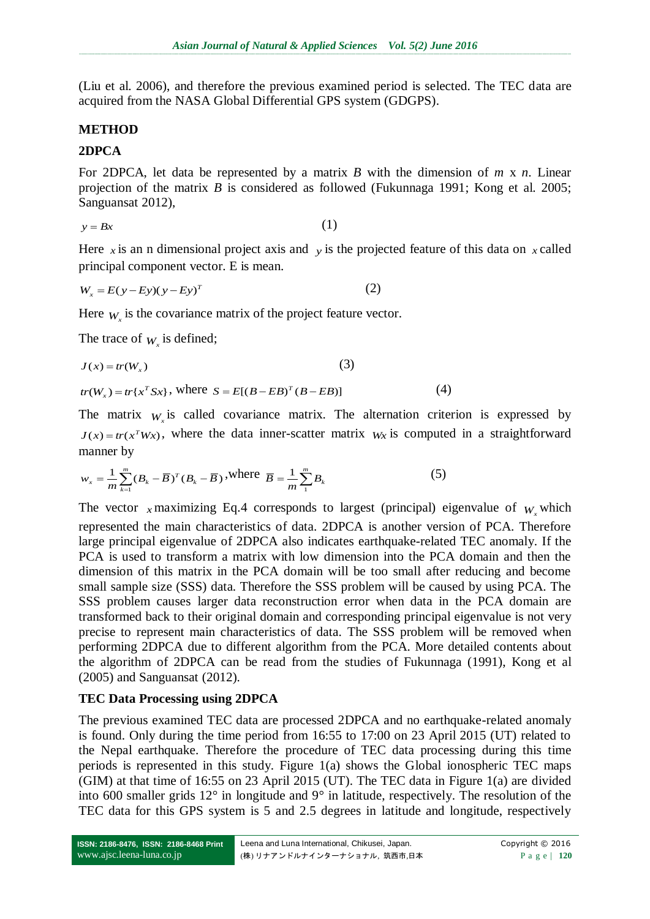(Liu et al. 2006), and therefore the previous examined period is selected. The TEC data are acquired from the NASA Global Differential GPS system (GDGPS).

## METHOD

### 2DPCA

For 2DPCA, let data be represented by a matrix $B$ with the dimension of $m$ x $n$. Linear projection of the matrix $B$ is considered as followed (Fukunnaga 1991; Kong et al. 2005; Sanguansat 2012),

$$y = Bx \tag{1}$$

Here $x$ is an n dimensional project axis and $y$ is the projected feature of this data on $x$ called principal component vector. E is mean.

$$W_x = E(y - Ey)(y - Ey)^T \tag{2}$$

Here $W_x$ is the covariance matrix of the project feature vector.

The trace of $W_x$ is defined;

$$J(x) = tr(W_x) \tag{3}$$

$$tr(W_x) = tr\{x^T Sx\}, \text{ where } S = E[(B - EB)^T(B - EB)] \tag{4}$$

The matrix $W_x$ is called covariance matrix. The alternation criterion is expressed by $J(x) = tr(x^T Wx)$, where the data inner-scatter matrix $Wx$ is computed in a straightforward manner by

$$w_x = \frac{1}{m}\sum_{k=1}^{m}(B_k - \overline{B})^T(B_k - \overline{B}), \text{where } \overline{B} = \frac{1}{m}\sum_{1}^{m} B_k \tag{5}$$

The vector $x$ maximizing Eq.4 corresponds to largest (principal) eigenvalue of $W_x$ which represented the main characteristics of data. 2DPCA is another version of PCA. Therefore large principal eigenvalue of 2DPCA also indicates earthquake-related TEC anomaly. If the PCA is used to transform a matrix with low dimension into the PCA domain and then the dimension of this matrix in the PCA domain will be too small after reducing and become small sample size (SSS) data. Therefore the SSS problem will be caused by using PCA. The SSS problem causes larger data reconstruction error when data in the PCA domain are transformed back to their original domain and corresponding principal eigenvalue is not very precise to represent main characteristics of data. The SSS problem will be removed when performing 2DPCA due to different algorithm from the PCA. More detailed contents about the algorithm of 2DPCA can be read from the studies of Fukunnaga (1991), Kong et al (2005) and Sanguansat (2012).

### TEC Data Processing using 2DPCA

The previous examined TEC data are processed 2DPCA and no earthquake-related anomaly is found. Only during the time period from 16:55 to 17:00 on 23 April 2015 (UT) related to the Nepal earthquake. Therefore the procedure of TEC data processing during this time periods is represented in this study. Figure 1(a) shows the Global ionospheric TEC maps (GIM) at that time of 16:55 on 23 April 2015 (UT). The TEC data in Figure 1(a) are divided into 600 smaller grids 12° in longitude and 9° in latitude, respectively. The resolution of the TEC data for this GPS system is 5 and 2.5 degrees in latitude and longitude, respectively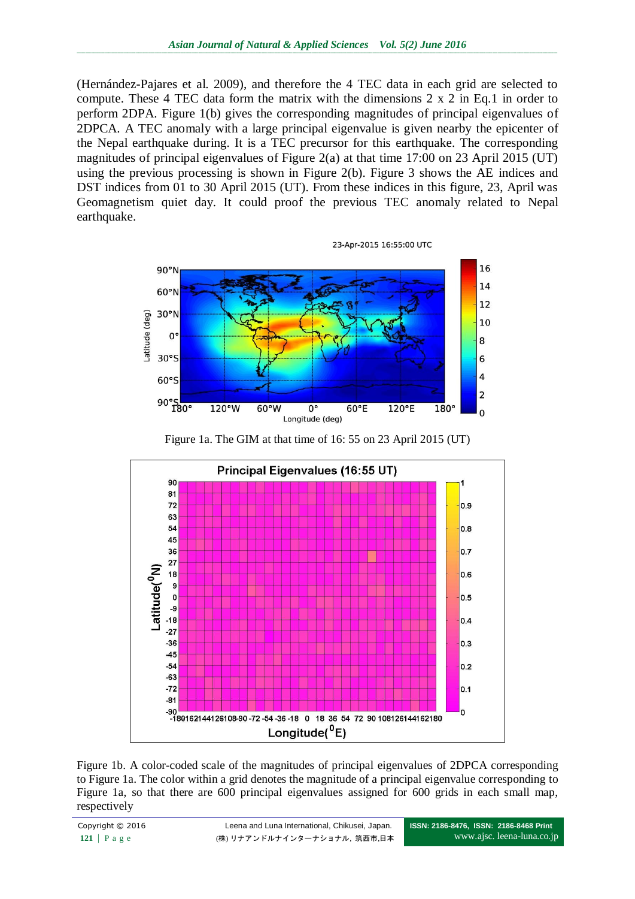(Hernández-Pajares et al. 2009), and therefore the 4 TEC data in each grid are selected to compute. These 4 TEC data form the matrix with the dimensions 2 x 2 in Eq.1 in order to perform 2DPA. Figure 1(b) gives the corresponding magnitudes of principal eigenvalues of 2DPCA. A TEC anomaly with a large principal eigenvalue is given nearby the epicenter of the Nepal earthquake during. It is a TEC precursor for this earthquake. The corresponding magnitudes of principal eigenvalues of Figure 2(a) at that time 17:00 on 23 April 2015 (UT) using the previous processing is shown in Figure 2(b). Figure 3 shows the AE indices and DST indices from 01 to 30 April 2015 (UT). From these indices in this figure, 23, April was Geomagnetism quiet day. It could proof the previous TEC anomaly related to Nepal earthquake.

Figure 1a. The GIM at that time of 16: 55 on 23 April 2015 (UT)

Figure 1b. A color-coded scale of the magnitudes of principal eigenvalues of 2DPCA corresponding to Figure 1a. The color within a grid denotes the magnitude of a principal eigenvalue corresponding to Figure 1a, so that there are 600 principal eigenvalues assigned for 600 grids in each small map, respectively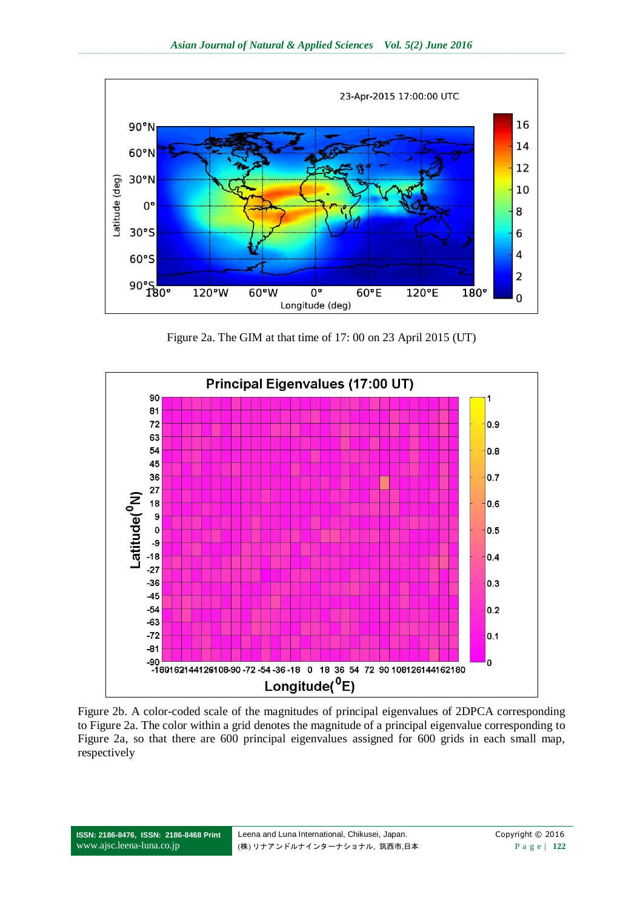Figure 2a. The GIM at that time of 17: 00 on 23 April 2015 (UT)

Figure 2b. A color-coded scale of the magnitudes of principal eigenvalues of 2DPCA corresponding to Figure 2a. The color within a grid denotes the magnitude of a principal eigenvalue corresponding to Figure 2a, so that there are 600 principal eigenvalues assigned for 600 grids in each small map, respectively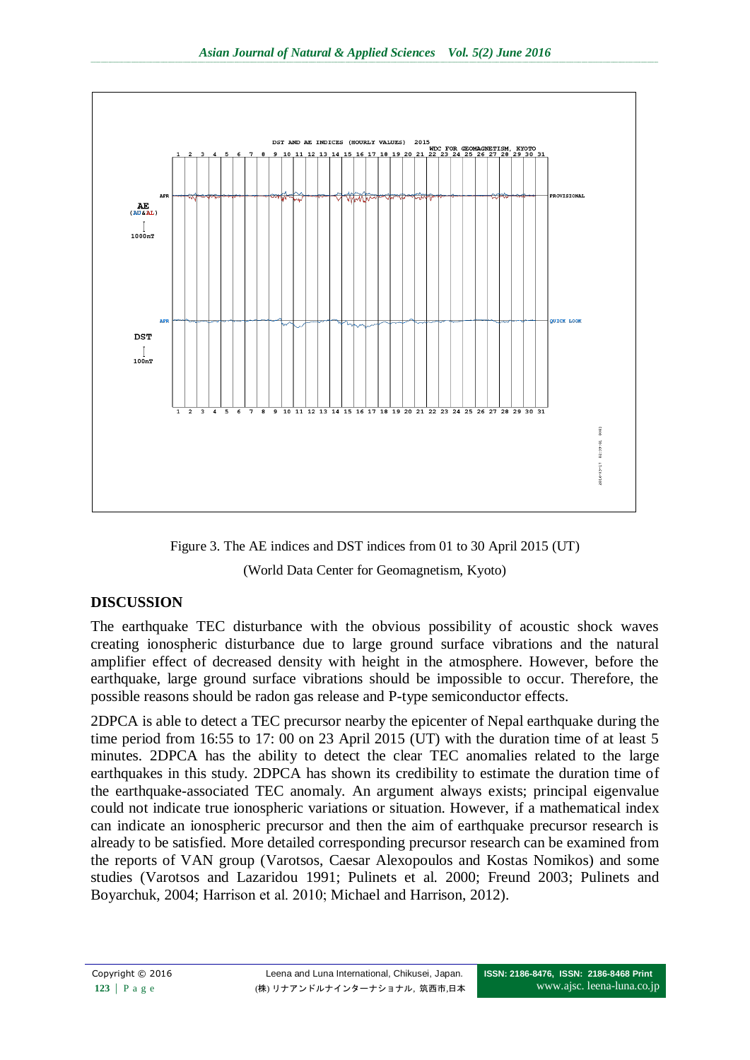Figure 3. The AE indices and DST indices from 01 to 30 April 2015 (UT)

(World Data Center for Geomagnetism, Kyoto)

## DISCUSSION

The earthquake TEC disturbance with the obvious possibility of acoustic shock waves creating ionospheric disturbance due to large ground surface vibrations and the natural amplifier effect of decreased density with height in the atmosphere. However, before the earthquake, large ground surface vibrations should be impossible to occur. Therefore, the possible reasons should be radon gas release and P-type semiconductor effects.

2DPCA is able to detect a TEC precursor nearby the epicenter of Nepal earthquake during the time period from 16:55 to 17: 00 on 23 April 2015 (UT) with the duration time of at least 5 minutes. 2DPCA has the ability to detect the clear TEC anomalies related to the large earthquakes in this study. 2DPCA has shown its credibility to estimate the duration time of the earthquake-associated TEC anomaly. An argument always exists; principal eigenvalue could not indicate true ionospheric variations or situation. However, if a mathematical index can indicate an ionospheric precursor and then the aim of earthquake precursor research is already to be satisfied. More detailed corresponding precursor research can be examined from the reports of VAN group (Varotsos, Caesar Alexopoulos and Kostas Nomikos) and some studies (Varotsos and Lazaridou 1991; Pulinets et al. 2000; Freund 2003; Pulinets and Boyarchuk, 2004; Harrison et al. 2010; Michael and Harrison, 2012).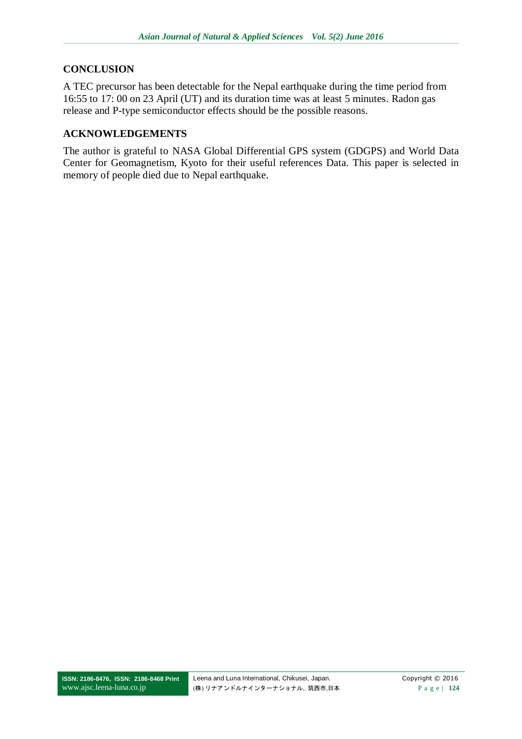## CONCLUSION

A TEC precursor has been detectable for the Nepal earthquake during the time period from 16:55 to 17: 00 on 23 April (UT) and its duration time was at least 5 minutes. Radon gas release and P-type semiconductor effects should be the possible reasons.

## ACKNOWLEDGEMENTS

The author is grateful to NASA Global Differential GPS system (GDGPS) and World Data Center for Geomagnetism, Kyoto for their useful references Data. This paper is selected in memory of people died due to Nepal earthquake.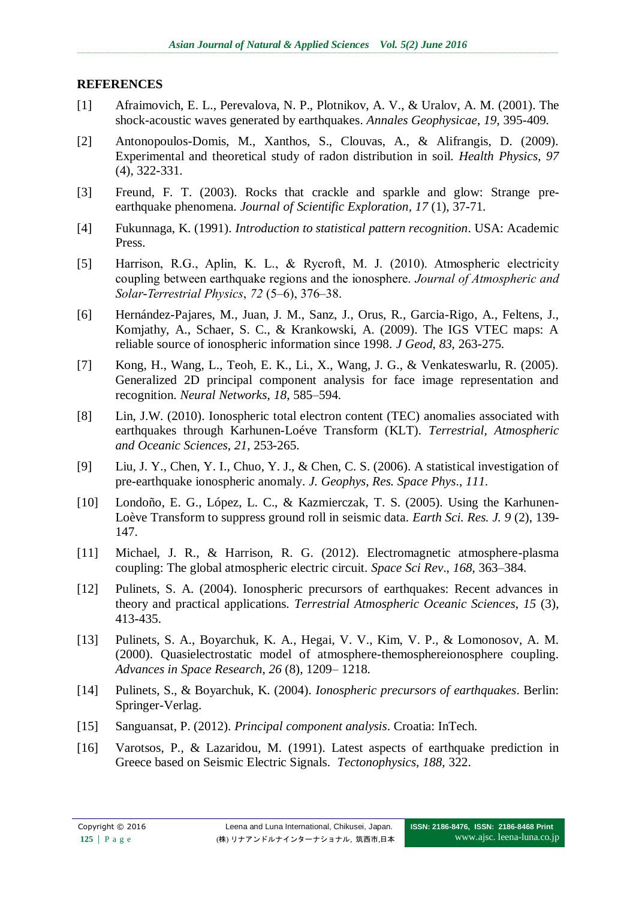## REFERENCES

[1] Afraimovich, E. L., Perevalova, N. P., Plotnikov, A. V., & Uralov, A. M. (2001). The shock-acoustic waves generated by earthquakes. *Annales Geophysicae*, *19*, 395-409.

[2] Antonopoulos-Domis, M., Xanthos, S., Clouvas, A., & Alifrangis, D. (2009). Experimental and theoretical study of radon distribution in soil. *Health Physics*, *97* (4), 322-331.

[3] Freund, F. T. (2003). Rocks that crackle and sparkle and glow: Strange pre-earthquake phenomena. *Journal of Scientific Exploration*, *17* (1), 37-71.

[4] Fukunnaga, K. (1991). *Introduction to statistical pattern recognition*. USA: Academic Press.

[5] Harrison, R.G., Aplin, K. L., & Rycroft, M. J. (2010). Atmospheric electricity coupling between earthquake regions and the ionosphere. *Journal of Atmospheric and Solar-Terrestrial Physics*, *72* (5–6), 376–38.

[6] Hernández-Pajares, M., Juan, J. M., Sanz, J., Orus, R., Garcia-Rigo, A., Feltens, J., Komjathy, A., Schaer, S. C., & Krankowski, A. (2009). The IGS VTEC maps: A reliable source of ionospheric information since 1998. *J Geod*, *83*, 263-275.

[7] Kong, H., Wang, L., Teoh, E. K., Li., X., Wang, J. G., & Venkateswarlu, R. (2005). Generalized 2D principal component analysis for face image representation and recognition. *Neural Networks*, *18*, 585–594.

[8] Lin, J.W. (2010). Ionospheric total electron content (TEC) anomalies associated with earthquakes through Karhunen-Loéve Transform (KLT). *Terrestrial, Atmospheric and Oceanic Sciences*, *21*, 253-265.

[9] Liu, J. Y., Chen, Y. I., Chuo, Y. J., & Chen, C. S. (2006). A statistical investigation of pre-earthquake ionospheric anomaly. *J. Geophys, Res. Space Phys*., *111.*

[10] Londoño, E. G., López, L. C., & Kazmierczak, T. S. (2005). Using the Karhunen-Loève Transform to suppress ground roll in seismic data. *Earth Sci. Res. J. 9* (2), 139-147.

[11] Michael, J. R., & Harrison, R. G. (2012). Electromagnetic atmosphere-plasma coupling: The global atmospheric electric circuit. *Space Sci Rev*., *168*, 363–384.

[12] Pulinets, S. A. (2004). Ionospheric precursors of earthquakes: Recent advances in theory and practical applications. *Terrestrial Atmospheric Oceanic Sciences*, *15* (3), 413-435.

[13] Pulinets, S. A., Boyarchuk, K. A., Hegai, V. V., Kim, V. P., & Lomonosov, A. M. (2000). Quasielectrostatic model of atmosphere-themosphereionosphere coupling. *Advances in Space Research*, *26* (8), 1209– 1218.

[14] Pulinets, S., & Boyarchuk, K. (2004). *Ionospheric precursors of earthquakes*. Berlin: Springer-Verlag.

[15] Sanguansat, P. (2012). *Principal component analysis*. Croatia: InTech.

[16] Varotsos, P., & Lazaridou, M. (1991). Latest aspects of earthquake prediction in Greece based on Seismic Electric Signals. *Tectonophysics*, *188*, 322.